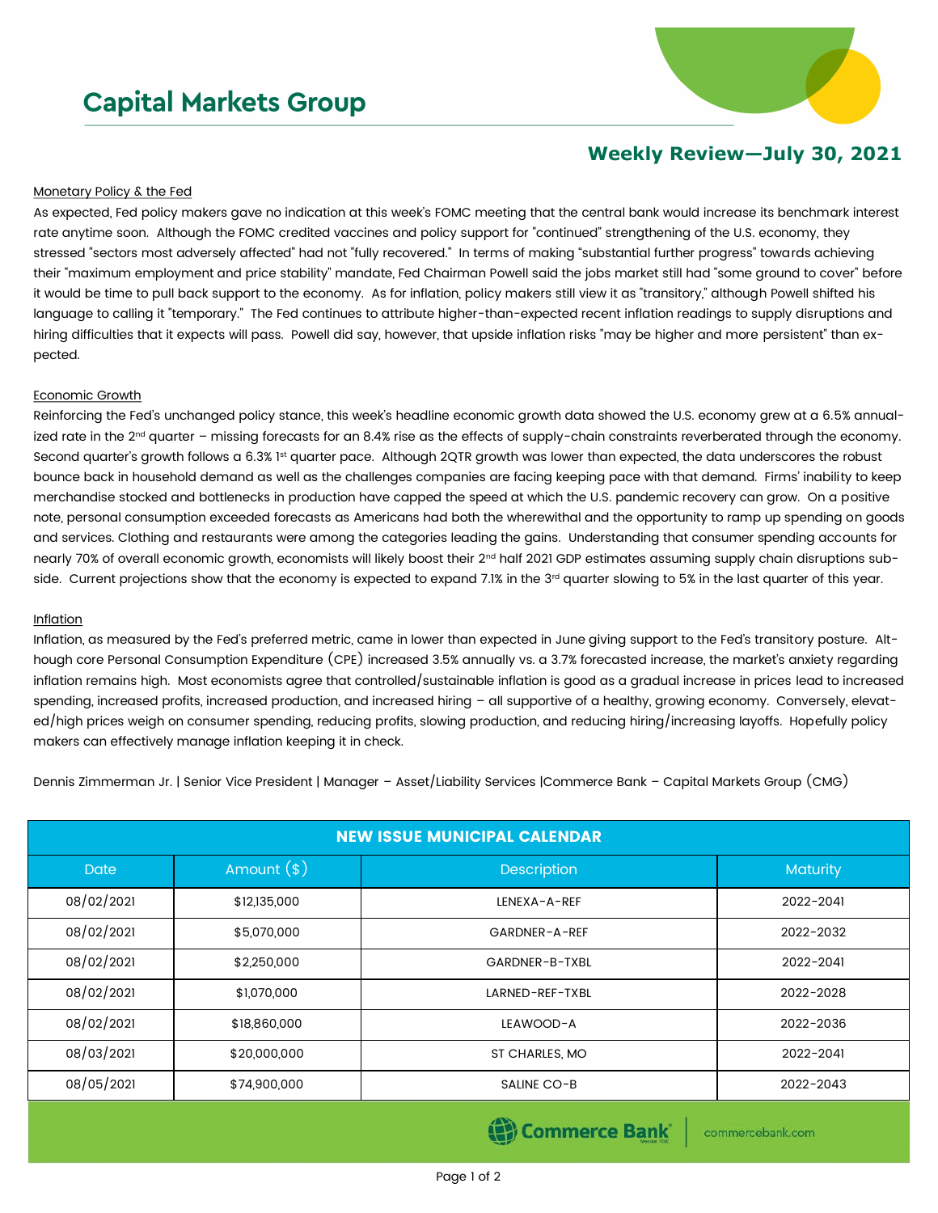# Capital Markets Group

## Weekly Review—July 30, 2021

### Monetary Policy & the Fed

As expected, Fed policy makers gave no indication at this week's FOMC meeting that the central bank would increase its benchmark interest rate anytime soon. Although the FOMC credited vaccines and policy support for "continued" strengthening of the U.S. economy, they stressed "sectors most adversely affected" had not "fully recovered." In terms of making "substantial further progress" towards achieving their "maximum employment and price stability" mandate, Fed Chairman Powell said the jobs market still had "some ground to cover" before it would be time to pull back support to the economy. As for inflation, policy makers still view it as "transitory," although Powell shifted his language to calling it "temporary." The Fed continues to attribute higher-than-expected recent inflation readings to supply disruptions and hiring difficulties that it expects will pass. Powell did say, however, that upside inflation risks "may be higher and more persistent" than expected.

### Economic Growth

Reinforcing the Fed's unchanged policy stance, this week's headline economic growth data showed the U.S. economy grew at a 6.5% annualized rate in the 2nd quarter – missing forecasts for an 8.4% rise as the effects of supply-chain constraints reverberated through the economy. Second quarter's growth follows a 6.3% 1st quarter pace. Although 2QTR growth was lower than expected, the data underscores the robust bounce back in household demand as well as the challenges companies are facing keeping pace with that demand. Firms' inability to keep merchandise stocked and bottlenecks in production have capped the speed at which the U.S. pandemic recovery can grow. On a positive note, personal consumption exceeded forecasts as Americans had both the wherewithal and the opportunity to ramp up spending on goods and services. Clothing and restaurants were among the categories leading the gains. Understanding that consumer spending accounts for nearly 70% of overall economic growth, economists will likely boost their 2nd half 2021 GDP estimates assuming supply chain disruptions subside. Current projections show that the economy is expected to expand 7.1% in the 3rd quarter slowing to 5% in the last quarter of this year.

### Inflation

Inflation, as measured by the Fed's preferred metric, came in lower than expected in June giving support to the Fed's transitory posture. Although core Personal Consumption Expenditure (CPE) increased 3.5% annually vs. a 3.7% forecasted increase, the market's anxiety regarding inflation remains high. Most economists agree that controlled/sustainable inflation is good as a gradual increase in prices lead to increased spending, increased profits, increased production, and increased hiring – all supportive of a healthy, growing economy. Conversely, elevated/high prices weigh on consumer spending, reducing profits, slowing production, and reducing hiring/increasing layoffs. Hopefully policy makers can effectively manage inflation keeping it in check.

Dennis Zimmerman Jr. | Senior Vice President | Manager – Asset/Liability Services |Commerce Bank – Capital Markets Group (CMG)

| NEW ISSUE MUNICIPAL CALENDAR | | | |
|---|---|---|---|
| Date | Amount ($) | Description | Maturity |
| 08/02/2021 | $12,135,000 | LENEXA-A-REF | 2022-2041 |
| 08/02/2021 | $5,070,000 | GARDNER-A-REF | 2022-2032 |
| 08/02/2021 | $2,250,000 | GARDNER-B-TXBL | 2022-2041 |
| 08/02/2021 | $1,070,000 | LARNED-REF-TXBL | 2022-2028 |
| 08/02/2021 | $18,860,000 | LEAWOOD-A | 2022-2036 |
| 08/03/2021 | $20,000,000 | ST CHARLES, MO | 2022-2041 |
| 08/05/2021 | $74,900,000 | SALINE CO-B | 2022-2043 |

Commerce Bank | commercebank.com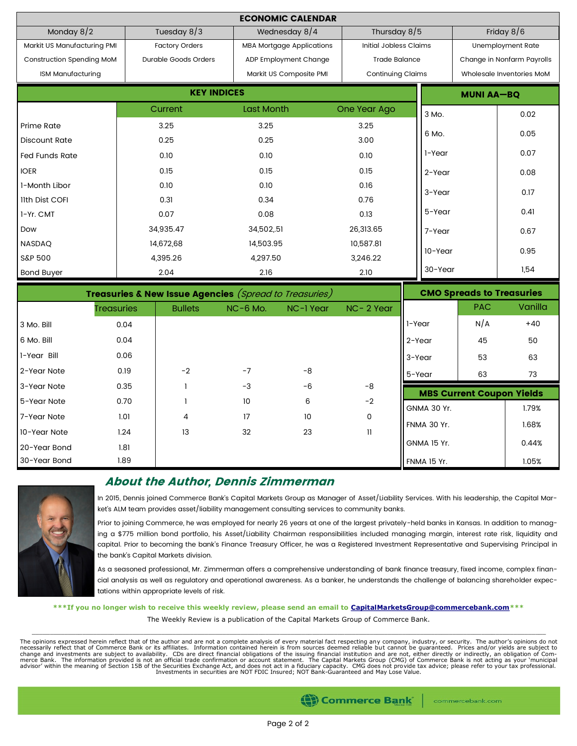## ECONOMIC CALENDAR

| Monday 8/2 | Tuesday 8/3 | Wednesday 8/4 | Thursday 8/5 | Friday 8/6 |
|---|---|---|---|---|
| Markit US Manufacturing PMI | Factory Orders | MBA Mortgage Applications | Initial Jobless Claims | Unemployment Rate |
| Construction Spending MoM | Durable Goods Orders | ADP Employment Change | Trade Balance | Change in Nonfarm Payrolls |
| ISM Manufacturing | | Markit US Composite PMI | Continuing Claims | Wholesale Inventories MoM |

## KEY INDICES

| | Current | Last Month | One Year Ago |
|---|---|---|---|
| Prime Rate | 3.25 | 3.25 | 3.25 |
| Discount Rate | 0.25 | 0.25 | 3.00 |
| Fed Funds Rate | 0.10 | 0.10 | 0.10 |
| IOER | 0.15 | 0.15 | 0.15 |
| 1-Month Libor | 0.10 | 0.10 | 0.16 |
| 11th Dist COFI | 0.31 | 0.34 | 0.76 |
| 1-Yr. CMT | 0.07 | 0.08 | 0.13 |
| Dow | 34,935.47 | 34,502,.51 | 26,313.65 |
| NASDAQ | 14,672,68 | 14,503.95 | 10,587.81 |
| S&P 500 | 4,395.26 | 4,297.50 | 3,246.22 |
| Bond Buyer | 2.04 | 2.16 | 2.10 |

## MUNI AA—BQ

| | |
|---|---|
| 3 Mo. | 0.02 |
| 6 Mo. | 0.05 |
| 1-Year | 0.07 |
| 2-Year | 0.08 |
| 3-Year | 0.17 |
| 5-Year | 0.41 |
| 7-Year | 0.67 |
| 10-Year | 0.95 |
| 30-Year | 1,54 |

## Treasuries & New Issue Agencies *(Spread to Treasuries)*

| | Treasuries | Bullets | NC-6 Mo. | NC-1 Year | NC- 2 Year |
|---|---|---|---|---|---|
| 3 Mo. Bill | 0.04 | | | | |
| 6 Mo. Bill | 0.04 | | | | |
| 1-Year Bill | 0.06 | | | | |
| 2-Year Note | 0.19 | -2 | -7 | -8 | |
| 3-Year Note | 0.35 | 1 | -3 | -6 | -8 |
| 5-Year Note | 0.70 | 1 | 10 | 6 | -2 |
| 7-Year Note | 1.01 | 4 | 17 | 10 | 0 |
| 10-Year Note | 1.24 | 13 | 32 | 23 | 11 |
| 20-Year Bond | 1.81 | | | | |
| 30-Year Bond | 1.89 | | | | |

## CMO Spreads to Treasuries

| | PAC | Vanilla |
|---|---|---|
| 1-Year | N/A | +40 |
| 2-Year | 45 | 50 |
| 3-Year | 53 | 63 |
| 5-Year | 63 | 73 |

## MBS Current Coupon Yields

| | |
|---|---|
| GNMA 30 Yr. | 1.79% |
| FNMA 30 Yr. | 1.68% |
| GNMA 15 Yr. | 0.44% |
| FNMA 15 Yr. | 1.05% |

## *About the Author, Dennis Zimmerman*

In 2015, Dennis joined Commerce Bank's Capital Markets Group as Manager of Asset/Liability Services. With his leadership, the Capital Market's ALM team provides asset/liability management consulting services to community banks.

Prior to joining Commerce, he was employed for nearly 26 years at one of the largest privately-held banks in Kansas. In addition to managing a $775 million bond portfolio, his Asset/Liability Chairman responsibilities included managing margin, interest rate risk, liquidity and capital. Prior to becoming the bank's Finance Treasury Officer, he was a Registered Investment Representative and Supervising Principal in the bank's Capital Markets division.

As a seasoned professional, Mr. Zimmerman offers a comprehensive understanding of bank finance treasury, fixed income, complex financial analysis as well as regulatory and operational awareness. As a banker, he understands the challenge of balancing shareholder expectations within appropriate levels of risk.

**\*\*\*If you no longer wish to receive this weekly review, please send an email to CapitalMarketsGroup@commercebank.com\*\*\***

The Weekly Review is a publication of the Capital Markets Group of Commerce Bank.

The opinions expressed herein reflect that of the author and are not a complete analysis of every material fact respecting any company, industry, or security. The author's opinions do not necessarily reflect that of Commerce Bank or its affiliates. Information contained herein is from sources deemed reliable but cannot be guaranteed. Prices and/or yields are subject to change and investments are subject to availability. CDs are direct financial obligations of the issuing financial institution and are not, either directly or indirectly, an obligation of Commerce Bank. The information provided is not an official trade confirmation or account statement. The Capital Markets Group (CMG) of Commerce Bank is not acting as your 'municipal advisor' within the meaning of Section 15B of the Securities Exchange Act, and does not act in a fiduciary capacity. CMG does not provide tax advice; please refer to your tax professional. Investments in securities are NOT FDIC Insured; NOT Bank-Guaranteed and May Lose Value.

Commerce Bank | commercebank.com